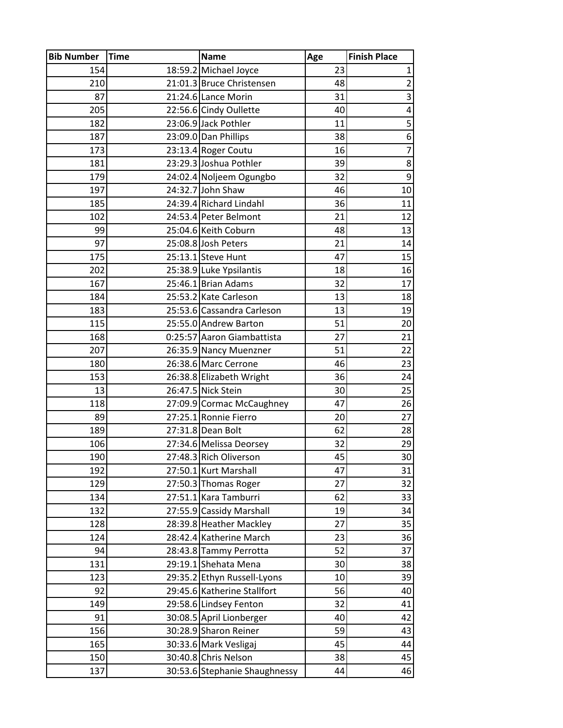| Bib Number | Time | Name | Age | Finish Place |
|---|---|---|---|---|
| 154 | 18:59.2 | Michael Joyce | 23 | 1 |
| 210 | 21:01.3 | Bruce Christensen | 48 | 2 |
| 87 | 21:24.6 | Lance Morin | 31 | 3 |
| 205 | 22:56.6 | Cindy Oullette | 40 | 4 |
| 182 | 23:06.9 | Jack Pothler | 11 | 5 |
| 187 | 23:09.0 | Dan Phillips | 38 | 6 |
| 173 | 23:13.4 | Roger Coutu | 16 | 7 |
| 181 | 23:29.3 | Joshua Pothler | 39 | 8 |
| 179 | 24:02.4 | Noljeem Ogungbo | 32 | 9 |
| 197 | 24:32.7 | John Shaw | 46 | 10 |
| 185 | 24:39.4 | Richard Lindahl | 36 | 11 |
| 102 | 24:53.4 | Peter Belmont | 21 | 12 |
| 99 | 25:04.6 | Keith Coburn | 48 | 13 |
| 97 | 25:08.8 | Josh Peters | 21 | 14 |
| 175 | 25:13.1 | Steve Hunt | 47 | 15 |
| 202 | 25:38.9 | Luke Ypsilantis | 18 | 16 |
| 167 | 25:46.1 | Brian Adams | 32 | 17 |
| 184 | 25:53.2 | Kate Carleson | 13 | 18 |
| 183 | 25:53.6 | Cassandra Carleson | 13 | 19 |
| 115 | 25:55.0 | Andrew Barton | 51 | 20 |
| 168 | 0:25:57 | Aaron Giambattista | 27 | 21 |
| 207 | 26:35.9 | Nancy Muenzner | 51 | 22 |
| 180 | 26:38.6 | Marc Cerrone | 46 | 23 |
| 153 | 26:38.8 | Elizabeth Wright | 36 | 24 |
| 13 | 26:47.5 | Nick Stein | 30 | 25 |
| 118 | 27:09.9 | Cormac McCaughney | 47 | 26 |
| 89 | 27:25.1 | Ronnie Fierro | 20 | 27 |
| 189 | 27:31.8 | Dean Bolt | 62 | 28 |
| 106 | 27:34.6 | Melissa Deorsey | 32 | 29 |
| 190 | 27:48.3 | Rich Oliverson | 45 | 30 |
| 192 | 27:50.1 | Kurt Marshall | 47 | 31 |
| 129 | 27:50.3 | Thomas Roger | 27 | 32 |
| 134 | 27:51.1 | Kara Tamburri | 62 | 33 |
| 132 | 27:55.9 | Cassidy Marshall | 19 | 34 |
| 128 | 28:39.8 | Heather Mackley | 27 | 35 |
| 124 | 28:42.4 | Katherine March | 23 | 36 |
| 94 | 28:43.8 | Tammy Perrotta | 52 | 37 |
| 131 | 29:19.1 | Shehata Mena | 30 | 38 |
| 123 | 29:35.2 | Ethyn Russell-Lyons | 10 | 39 |
| 92 | 29:45.6 | Katherine Stallfort | 56 | 40 |
| 149 | 29:58.6 | Lindsey Fenton | 32 | 41 |
| 91 | 30:08.5 | April Lionberger | 40 | 42 |
| 156 | 30:28.9 | Sharon Reiner | 59 | 43 |
| 165 | 30:33.6 | Mark Vesligaj | 45 | 44 |
| 150 | 30:40.8 | Chris Nelson | 38 | 45 |
| 137 | 30:53.6 | Stephanie Shaughnessy | 44 | 46 |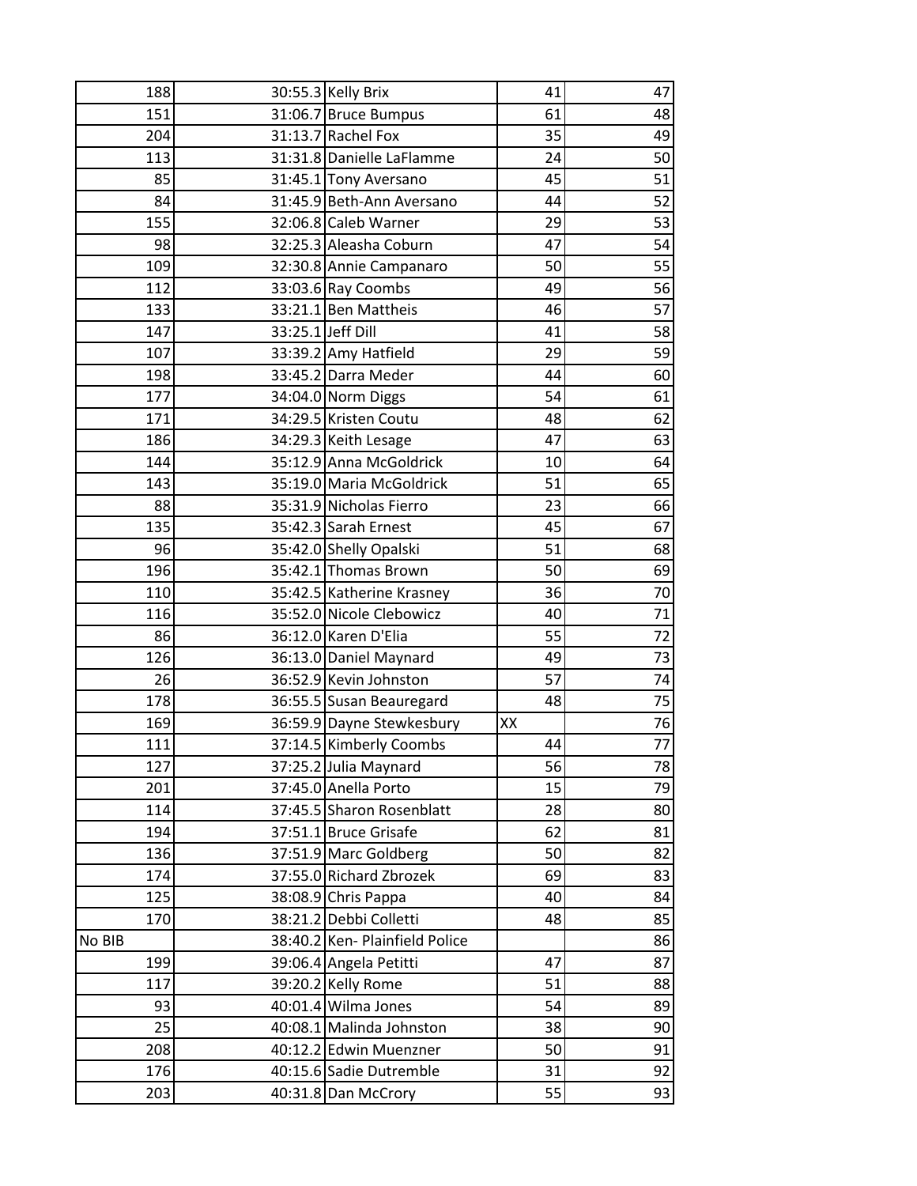| | | | | |
|---|---|---|---|---|
| 188 | 30:55.3 | Kelly Brix | 41 | 47 |
| 151 | 31:06.7 | Bruce Bumpus | 61 | 48 |
| 204 | 31:13.7 | Rachel Fox | 35 | 49 |
| 113 | 31:31.8 | Danielle LaFlamme | 24 | 50 |
| 85 | 31:45.1 | Tony Aversano | 45 | 51 |
| 84 | 31:45.9 | Beth-Ann Aversano | 44 | 52 |
| 155 | 32:06.8 | Caleb Warner | 29 | 53 |
| 98 | 32:25.3 | Aleasha Coburn | 47 | 54 |
| 109 | 32:30.8 | Annie Campanaro | 50 | 55 |
| 112 | 33:03.6 | Ray Coombs | 49 | 56 |
| 133 | 33:21.1 | Ben Mattheis | 46 | 57 |
| 147 | 33:25.1 | Jeff Dill | 41 | 58 |
| 107 | 33:39.2 | Amy Hatfield | 29 | 59 |
| 198 | 33:45.2 | Darra Meder | 44 | 60 |
| 177 | 34:04.0 | Norm Diggs | 54 | 61 |
| 171 | 34:29.5 | Kristen Coutu | 48 | 62 |
| 186 | 34:29.3 | Keith Lesage | 47 | 63 |
| 144 | 35:12.9 | Anna McGoldrick | 10 | 64 |
| 143 | 35:19.0 | Maria McGoldrick | 51 | 65 |
| 88 | 35:31.9 | Nicholas Fierro | 23 | 66 |
| 135 | 35:42.3 | Sarah Ernest | 45 | 67 |
| 96 | 35:42.0 | Shelly Opalski | 51 | 68 |
| 196 | 35:42.1 | Thomas Brown | 50 | 69 |
| 110 | 35:42.5 | Katherine Krasney | 36 | 70 |
| 116 | 35:52.0 | Nicole Clebowicz | 40 | 71 |
| 86 | 36:12.0 | Karen D'Elia | 55 | 72 |
| 126 | 36:13.0 | Daniel Maynard | 49 | 73 |
| 26 | 36:52.9 | Kevin Johnston | 57 | 74 |
| 178 | 36:55.5 | Susan Beauregard | 48 | 75 |
| 169 | 36:59.9 | Dayne Stewkesbury | XX | 76 |
| 111 | 37:14.5 | Kimberly Coombs | 44 | 77 |
| 127 | 37:25.2 | Julia Maynard | 56 | 78 |
| 201 | 37:45.0 | Anella Porto | 15 | 79 |
| 114 | 37:45.5 | Sharon Rosenblatt | 28 | 80 |
| 194 | 37:51.1 | Bruce Grisafe | 62 | 81 |
| 136 | 37:51.9 | Marc Goldberg | 50 | 82 |
| 174 | 37:55.0 | Richard Zbrozek | 69 | 83 |
| 125 | 38:08.9 | Chris Pappa | 40 | 84 |
| 170 | 38:21.2 | Debbi Colletti | 48 | 85 |
| No BIB | 38:40.2 | Ken- Plainfield Police | | 86 |
| 199 | 39:06.4 | Angela Petitti | 47 | 87 |
| 117 | 39:20.2 | Kelly Rome | 51 | 88 |
| 93 | 40:01.4 | Wilma Jones | 54 | 89 |
| 25 | 40:08.1 | Malinda Johnston | 38 | 90 |
| 208 | 40:12.2 | Edwin Muenzner | 50 | 91 |
| 176 | 40:15.6 | Sadie Dutremble | 31 | 92 |
| 203 | 40:31.8 | Dan McCrory | 55 | 93 |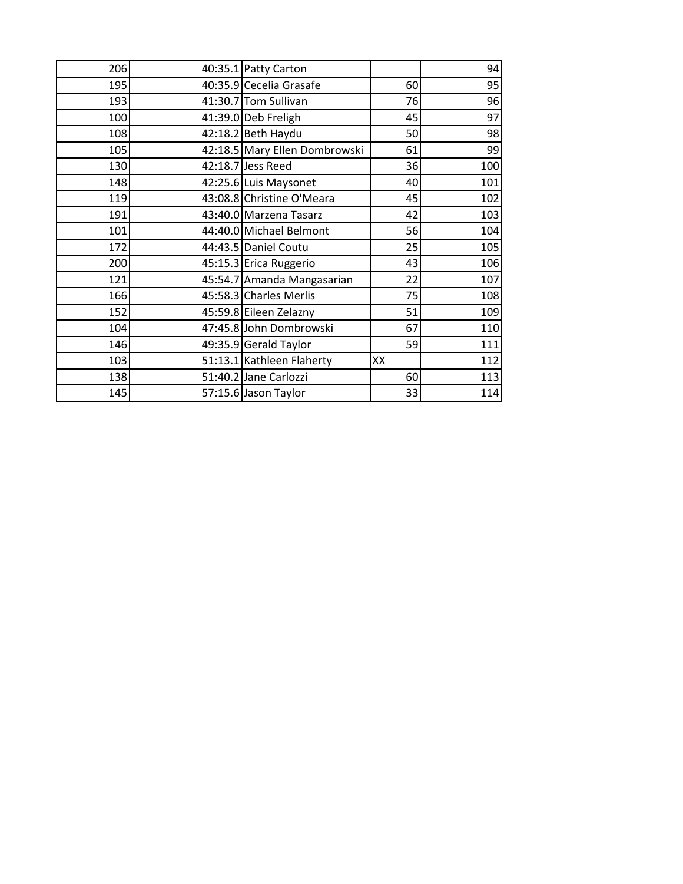| | | | | |
|---|---|---|---|---|
| 206 | 40:35.1 | Patty Carton | | 94 |
| 195 | 40:35.9 | Cecelia Grasafe | 60 | 95 |
| 193 | 41:30.7 | Tom Sullivan | 76 | 96 |
| 100 | 41:39.0 | Deb Freligh | 45 | 97 |
| 108 | 42:18.2 | Beth Haydu | 50 | 98 |
| 105 | 42:18.5 | Mary Ellen Dombrowski | 61 | 99 |
| 130 | 42:18.7 | Jess Reed | 36 | 100 |
| 148 | 42:25.6 | Luis Maysonet | 40 | 101 |
| 119 | 43:08.8 | Christine O'Meara | 45 | 102 |
| 191 | 43:40.0 | Marzena Tasarz | 42 | 103 |
| 101 | 44:40.0 | Michael Belmont | 56 | 104 |
| 172 | 44:43.5 | Daniel Coutu | 25 | 105 |
| 200 | 45:15.3 | Erica Ruggerio | 43 | 106 |
| 121 | 45:54.7 | Amanda Mangasarian | 22 | 107 |
| 166 | 45:58.3 | Charles Merlis | 75 | 108 |
| 152 | 45:59.8 | Eileen Zelazny | 51 | 109 |
| 104 | 47:45.8 | John Dombrowski | 67 | 110 |
| 146 | 49:35.9 | Gerald Taylor | 59 | 111 |
| 103 | 51:13.1 | Kathleen Flaherty | XX | 112 |
| 138 | 51:40.2 | Jane Carlozzi | 60 | 113 |
| 145 | 57:15.6 | Jason Taylor | 33 | 114 |